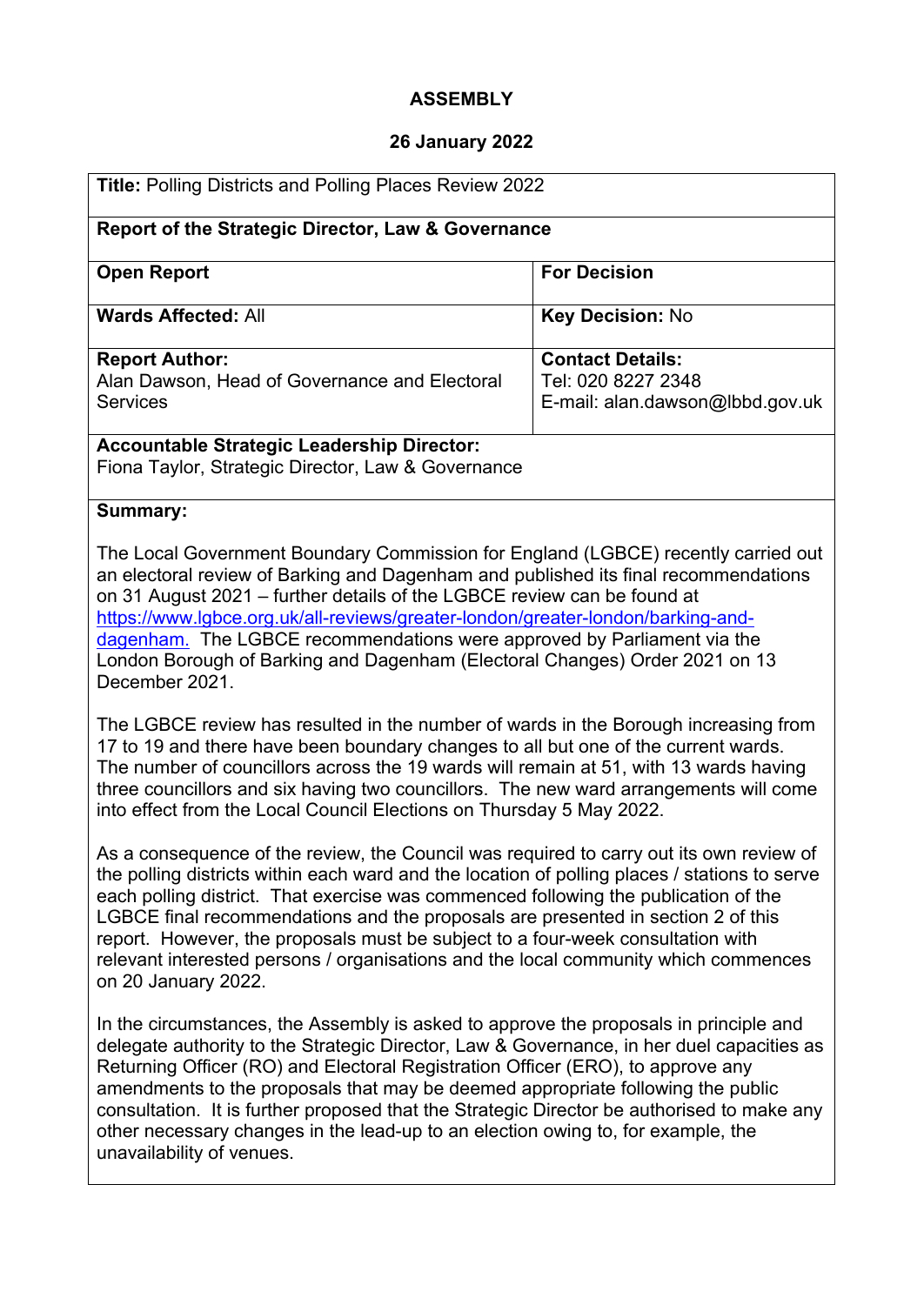**ASSEMBLY**

**26 January 2022**

| **Title:** Polling Districts and Polling Places Review 2022 | |
|---|---|
| **Report of the Strategic Director, Law & Governance** | |
| **Open Report** | **For Decision** |
| **Wards Affected:** All | **Key Decision:** No |
| **Report Author:** Alan Dawson, Head of Governance and Electoral Services | **Contact Details:** Tel: 020 8227 2348 E-mail: alan.dawson@lbbd.gov.uk |
| **Accountable Strategic Leadership Director:** Fiona Taylor, Strategic Director, Law & Governance | |

**Summary:**

The Local Government Boundary Commission for England (LGBCE) recently carried out an electoral review of Barking and Dagenham and published its final recommendations on 31 August 2021 – further details of the LGBCE review can be found at https://www.lgbce.org.uk/all-reviews/greater-london/greater-london/barking-and-dagenham. The LGBCE recommendations were approved by Parliament via the London Borough of Barking and Dagenham (Electoral Changes) Order 2021 on 13 December 2021.

The LGBCE review has resulted in the number of wards in the Borough increasing from 17 to 19 and there have been boundary changes to all but one of the current wards. The number of councillors across the 19 wards will remain at 51, with 13 wards having three councillors and six having two councillors. The new ward arrangements will come into effect from the Local Council Elections on Thursday 5 May 2022.

As a consequence of the review, the Council was required to carry out its own review of the polling districts within each ward and the location of polling places / stations to serve each polling district. That exercise was commenced following the publication of the LGBCE final recommendations and the proposals are presented in section 2 of this report. However, the proposals must be subject to a four-week consultation with relevant interested persons / organisations and the local community which commences on 20 January 2022.

In the circumstances, the Assembly is asked to approve the proposals in principle and delegate authority to the Strategic Director, Law & Governance, in her duel capacities as Returning Officer (RO) and Electoral Registration Officer (ERO), to approve any amendments to the proposals that may be deemed appropriate following the public consultation. It is further proposed that the Strategic Director be authorised to make any other necessary changes in the lead-up to an election owing to, for example, the unavailability of venues.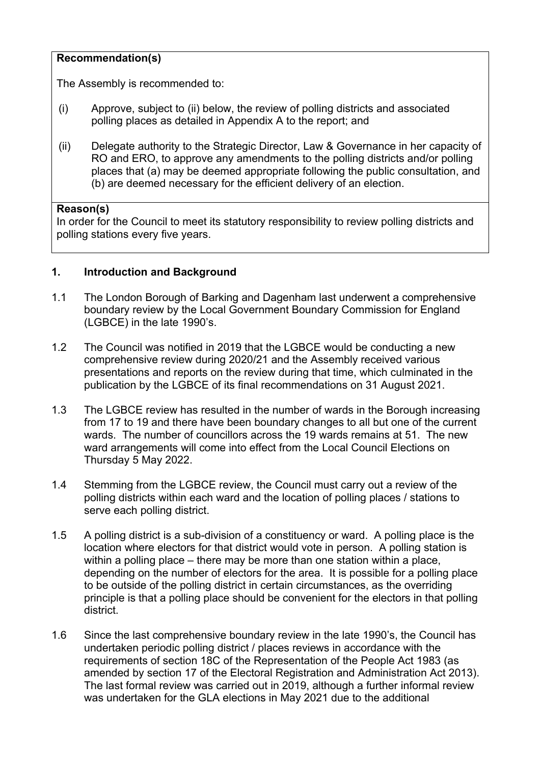**Recommendation(s)**

The Assembly is recommended to:

(i) Approve, subject to (ii) below, the review of polling districts and associated polling places as detailed in Appendix A to the report; and

(ii) Delegate authority to the Strategic Director, Law & Governance in her capacity of RO and ERO, to approve any amendments to the polling districts and/or polling places that (a) may be deemed appropriate following the public consultation, and (b) are deemed necessary for the efficient delivery of an election.

**Reason(s)**

In order for the Council to meet its statutory responsibility to review polling districts and polling stations every five years.

## 1. Introduction and Background

1.1 The London Borough of Barking and Dagenham last underwent a comprehensive boundary review by the Local Government Boundary Commission for England (LGBCE) in the late 1990's.

1.2 The Council was notified in 2019 that the LGBCE would be conducting a new comprehensive review during 2020/21 and the Assembly received various presentations and reports on the review during that time, which culminated in the publication by the LGBCE of its final recommendations on 31 August 2021.

1.3 The LGBCE review has resulted in the number of wards in the Borough increasing from 17 to 19 and there have been boundary changes to all but one of the current wards. The number of councillors across the 19 wards remains at 51. The new ward arrangements will come into effect from the Local Council Elections on Thursday 5 May 2022.

1.4 Stemming from the LGBCE review, the Council must carry out a review of the polling districts within each ward and the location of polling places / stations to serve each polling district.

1.5 A polling district is a sub-division of a constituency or ward. A polling place is the location where electors for that district would vote in person. A polling station is within a polling place – there may be more than one station within a place, depending on the number of electors for the area. It is possible for a polling place to be outside of the polling district in certain circumstances, as the overriding principle is that a polling place should be convenient for the electors in that polling district.

1.6 Since the last comprehensive boundary review in the late 1990's, the Council has undertaken periodic polling district / places reviews in accordance with the requirements of section 18C of the Representation of the People Act 1983 (as amended by section 17 of the Electoral Registration and Administration Act 2013). The last formal review was carried out in 2019, although a further informal review was undertaken for the GLA elections in May 2021 due to the additional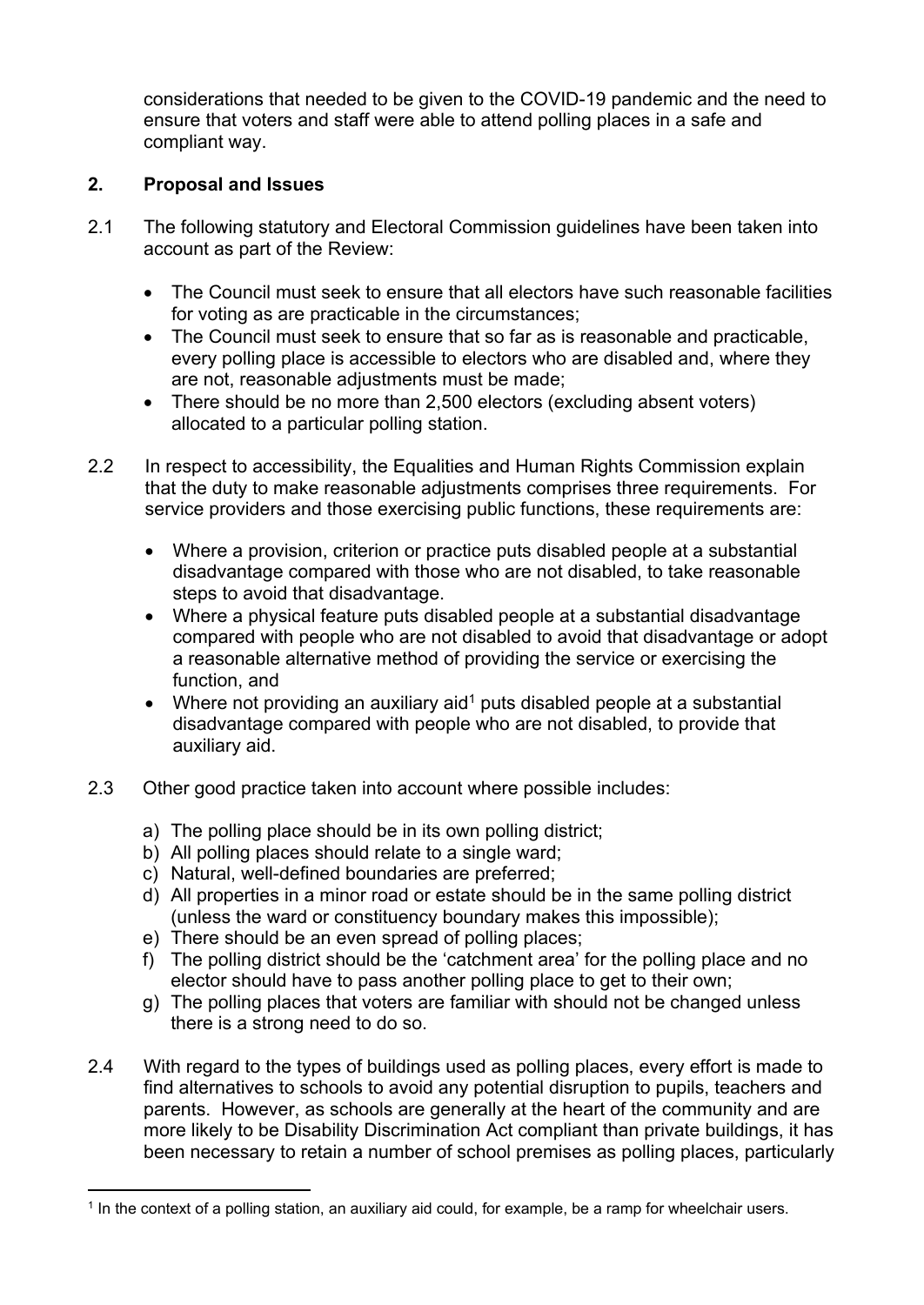considerations that needed to be given to the COVID-19 pandemic and the need to ensure that voters and staff were able to attend polling places in a safe and compliant way.

## 2. Proposal and Issues

2.1 The following statutory and Electoral Commission guidelines have been taken into account as part of the Review:

- The Council must seek to ensure that all electors have such reasonable facilities for voting as are practicable in the circumstances;
- The Council must seek to ensure that so far as is reasonable and practicable, every polling place is accessible to electors who are disabled and, where they are not, reasonable adjustments must be made;
- There should be no more than 2,500 electors (excluding absent voters) allocated to a particular polling station.

2.2 In respect to accessibility, the Equalities and Human Rights Commission explain that the duty to make reasonable adjustments comprises three requirements. For service providers and those exercising public functions, these requirements are:

- Where a provision, criterion or practice puts disabled people at a substantial disadvantage compared with those who are not disabled, to take reasonable steps to avoid that disadvantage.
- Where a physical feature puts disabled people at a substantial disadvantage compared with people who are not disabled to avoid that disadvantage or adopt a reasonable alternative method of providing the service or exercising the function, and
- Where not providing an auxiliary aid[1] puts disabled people at a substantial disadvantage compared with people who are not disabled, to provide that auxiliary aid.

2.3 Other good practice taken into account where possible includes:

a) The polling place should be in its own polling district;
b) All polling places should relate to a single ward;
c) Natural, well-defined boundaries are preferred;
d) All properties in a minor road or estate should be in the same polling district (unless the ward or constituency boundary makes this impossible);
e) There should be an even spread of polling places;
f) The polling district should be the 'catchment area' for the polling place and no elector should have to pass another polling place to get to their own;
g) The polling places that voters are familiar with should not be changed unless there is a strong need to do so.

2.4 With regard to the types of buildings used as polling places, every effort is made to find alternatives to schools to avoid any potential disruption to pupils, teachers and parents. However, as schools are generally at the heart of the community and are more likely to be Disability Discrimination Act compliant than private buildings, it has been necessary to retain a number of school premises as polling places, particularly

[1] In the context of a polling station, an auxiliary aid could, for example, be a ramp for wheelchair users.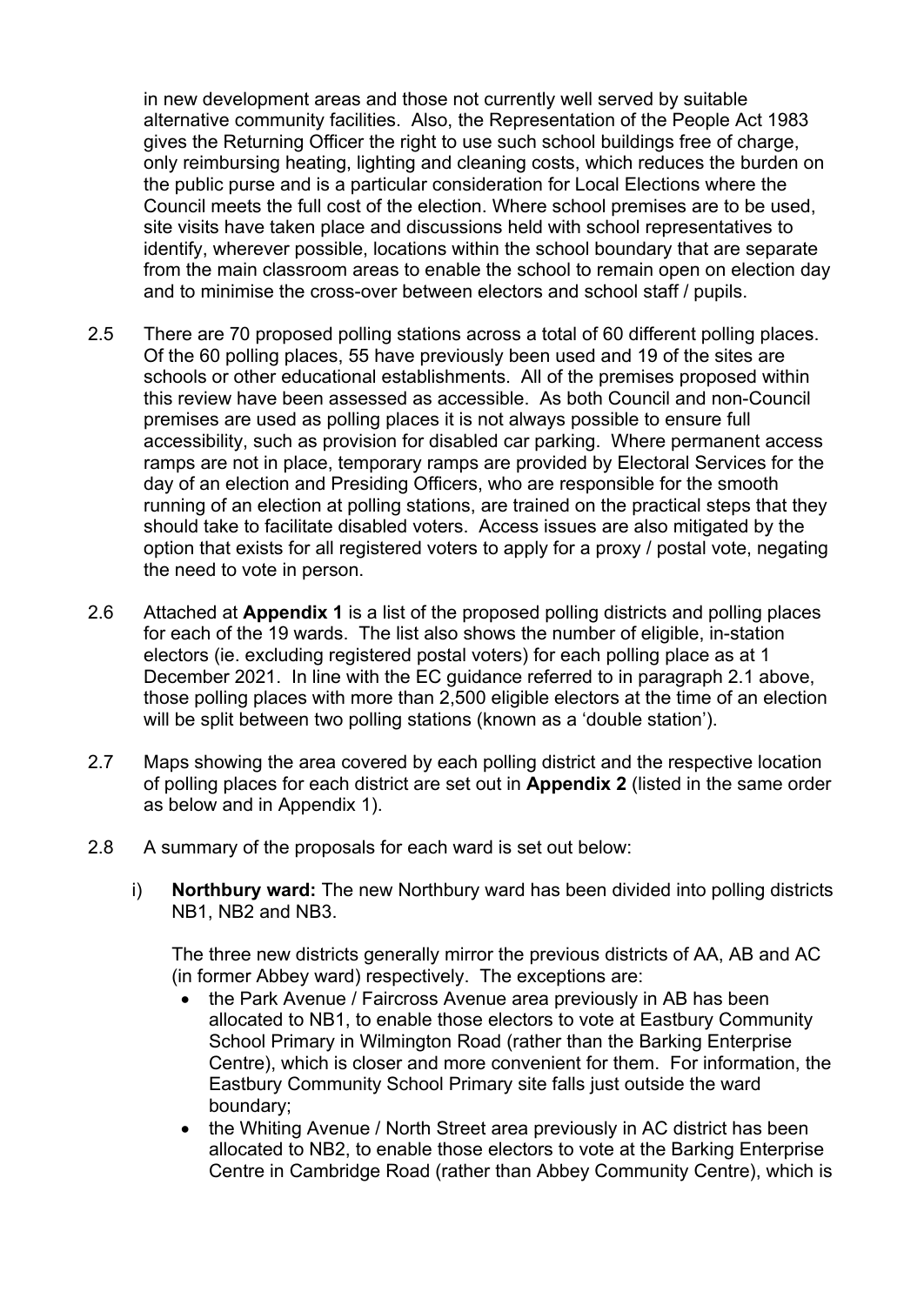in new development areas and those not currently well served by suitable alternative community facilities. Also, the Representation of the People Act 1983 gives the Returning Officer the right to use such school buildings free of charge, only reimbursing heating, lighting and cleaning costs, which reduces the burden on the public purse and is a particular consideration for Local Elections where the Council meets the full cost of the election. Where school premises are to be used, site visits have taken place and discussions held with school representatives to identify, wherever possible, locations within the school boundary that are separate from the main classroom areas to enable the school to remain open on election day and to minimise the cross-over between electors and school staff / pupils.

2.5 There are 70 proposed polling stations across a total of 60 different polling places. Of the 60 polling places, 55 have previously been used and 19 of the sites are schools or other educational establishments. All of the premises proposed within this review have been assessed as accessible. As both Council and non-Council premises are used as polling places it is not always possible to ensure full accessibility, such as provision for disabled car parking. Where permanent access ramps are not in place, temporary ramps are provided by Electoral Services for the day of an election and Presiding Officers, who are responsible for the smooth running of an election at polling stations, are trained on the practical steps that they should take to facilitate disabled voters. Access issues are also mitigated by the option that exists for all registered voters to apply for a proxy / postal vote, negating the need to vote in person.

2.6 Attached at **Appendix 1** is a list of the proposed polling districts and polling places for each of the 19 wards. The list also shows the number of eligible, in-station electors (ie. excluding registered postal voters) for each polling place as at 1 December 2021. In line with the EC guidance referred to in paragraph 2.1 above, those polling places with more than 2,500 eligible electors at the time of an election will be split between two polling stations (known as a 'double station').

2.7 Maps showing the area covered by each polling district and the respective location of polling places for each district are set out in **Appendix 2** (listed in the same order as below and in Appendix 1).

2.8 A summary of the proposals for each ward is set out below:

i) **Northbury ward:** The new Northbury ward has been divided into polling districts NB1, NB2 and NB3.

The three new districts generally mirror the previous districts of AA, AB and AC (in former Abbey ward) respectively. The exceptions are:

- the Park Avenue / Faircross Avenue area previously in AB has been allocated to NB1, to enable those electors to vote at Eastbury Community School Primary in Wilmington Road (rather than the Barking Enterprise Centre), which is closer and more convenient for them. For information, the Eastbury Community School Primary site falls just outside the ward boundary;
- the Whiting Avenue / North Street area previously in AC district has been allocated to NB2, to enable those electors to vote at the Barking Enterprise Centre in Cambridge Road (rather than Abbey Community Centre), which is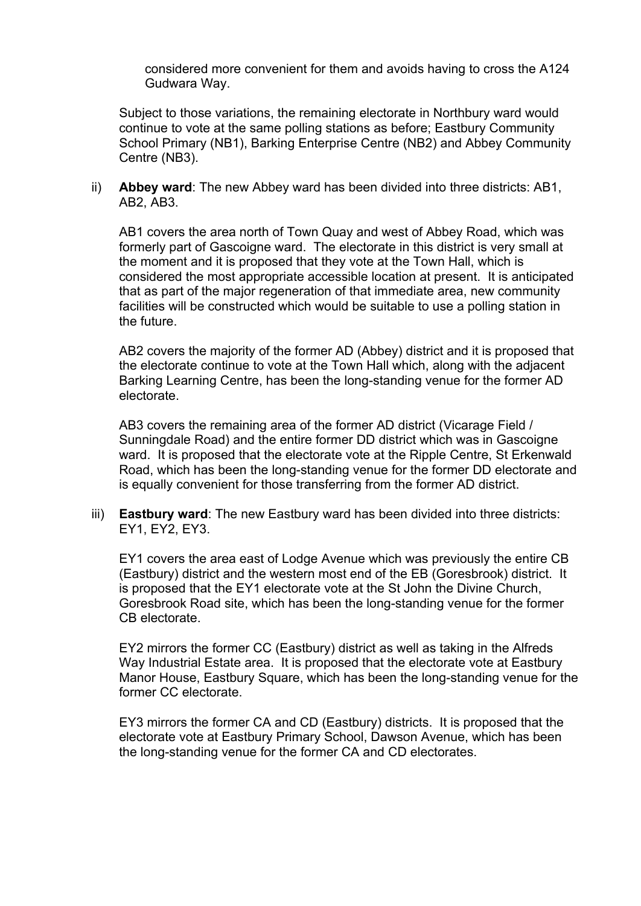considered more convenient for them and avoids having to cross the A124 Gudwara Way.

Subject to those variations, the remaining electorate in Northbury ward would continue to vote at the same polling stations as before; Eastbury Community School Primary (NB1), Barking Enterprise Centre (NB2) and Abbey Community Centre (NB3).

ii) **Abbey ward**: The new Abbey ward has been divided into three districts: AB1, AB2, AB3.

AB1 covers the area north of Town Quay and west of Abbey Road, which was formerly part of Gascoigne ward. The electorate in this district is very small at the moment and it is proposed that they vote at the Town Hall, which is considered the most appropriate accessible location at present. It is anticipated that as part of the major regeneration of that immediate area, new community facilities will be constructed which would be suitable to use a polling station in the future.

AB2 covers the majority of the former AD (Abbey) district and it is proposed that the electorate continue to vote at the Town Hall which, along with the adjacent Barking Learning Centre, has been the long-standing venue for the former AD electorate.

AB3 covers the remaining area of the former AD district (Vicarage Field / Sunningdale Road) and the entire former DD district which was in Gascoigne ward. It is proposed that the electorate vote at the Ripple Centre, St Erkenwald Road, which has been the long-standing venue for the former DD electorate and is equally convenient for those transferring from the former AD district.

iii) **Eastbury ward**: The new Eastbury ward has been divided into three districts: EY1, EY2, EY3.

EY1 covers the area east of Lodge Avenue which was previously the entire CB (Eastbury) district and the western most end of the EB (Goresbrook) district. It is proposed that the EY1 electorate vote at the St John the Divine Church, Goresbrook Road site, which has been the long-standing venue for the former CB electorate.

EY2 mirrors the former CC (Eastbury) district as well as taking in the Alfreds Way Industrial Estate area. It is proposed that the electorate vote at Eastbury Manor House, Eastbury Square, which has been the long-standing venue for the former CC electorate.

EY3 mirrors the former CA and CD (Eastbury) districts. It is proposed that the electorate vote at Eastbury Primary School, Dawson Avenue, which has been the long-standing venue for the former CA and CD electorates.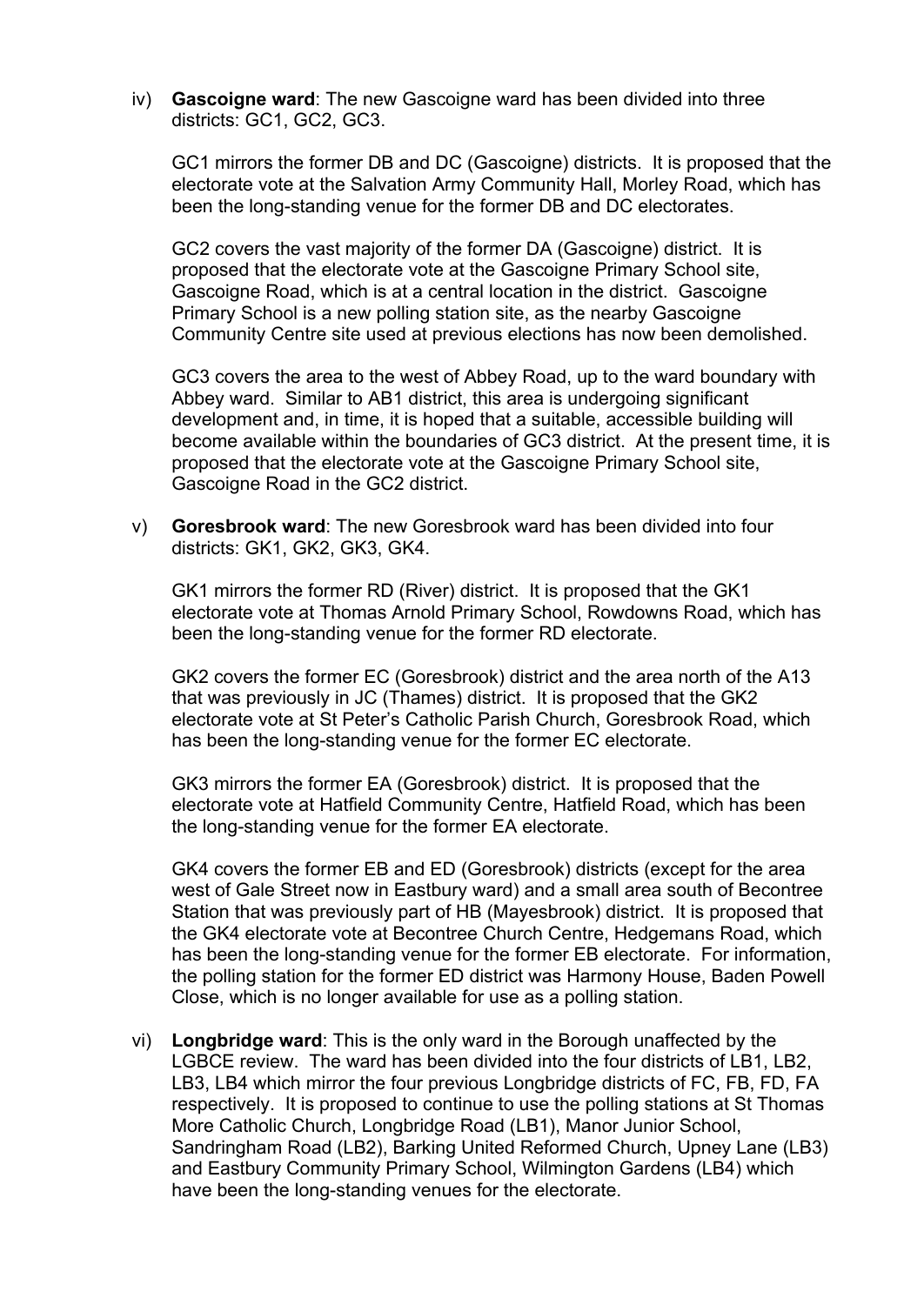iv) **Gascoigne ward**: The new Gascoigne ward has been divided into three districts: GC1, GC2, GC3.

GC1 mirrors the former DB and DC (Gascoigne) districts. It is proposed that the electorate vote at the Salvation Army Community Hall, Morley Road, which has been the long-standing venue for the former DB and DC electorates.

GC2 covers the vast majority of the former DA (Gascoigne) district. It is proposed that the electorate vote at the Gascoigne Primary School site, Gascoigne Road, which is at a central location in the district. Gascoigne Primary School is a new polling station site, as the nearby Gascoigne Community Centre site used at previous elections has now been demolished.

GC3 covers the area to the west of Abbey Road, up to the ward boundary with Abbey ward. Similar to AB1 district, this area is undergoing significant development and, in time, it is hoped that a suitable, accessible building will become available within the boundaries of GC3 district. At the present time, it is proposed that the electorate vote at the Gascoigne Primary School site, Gascoigne Road in the GC2 district.

v) **Goresbrook ward**: The new Goresbrook ward has been divided into four districts: GK1, GK2, GK3, GK4.

GK1 mirrors the former RD (River) district. It is proposed that the GK1 electorate vote at Thomas Arnold Primary School, Rowdowns Road, which has been the long-standing venue for the former RD electorate.

GK2 covers the former EC (Goresbrook) district and the area north of the A13 that was previously in JC (Thames) district. It is proposed that the GK2 electorate vote at St Peter's Catholic Parish Church, Goresbrook Road, which has been the long-standing venue for the former EC electorate.

GK3 mirrors the former EA (Goresbrook) district. It is proposed that the electorate vote at Hatfield Community Centre, Hatfield Road, which has been the long-standing venue for the former EA electorate.

GK4 covers the former EB and ED (Goresbrook) districts (except for the area west of Gale Street now in Eastbury ward) and a small area south of Becontree Station that was previously part of HB (Mayesbrook) district. It is proposed that the GK4 electorate vote at Becontree Church Centre, Hedgemans Road, which has been the long-standing venue for the former EB electorate. For information, the polling station for the former ED district was Harmony House, Baden Powell Close, which is no longer available for use as a polling station.

vi) **Longbridge ward**: This is the only ward in the Borough unaffected by the LGBCE review. The ward has been divided into the four districts of LB1, LB2, LB3, LB4 which mirror the four previous Longbridge districts of FC, FB, FD, FA respectively. It is proposed to continue to use the polling stations at St Thomas More Catholic Church, Longbridge Road (LB1), Manor Junior School, Sandringham Road (LB2), Barking United Reformed Church, Upney Lane (LB3) and Eastbury Community Primary School, Wilmington Gardens (LB4) which have been the long-standing venues for the electorate.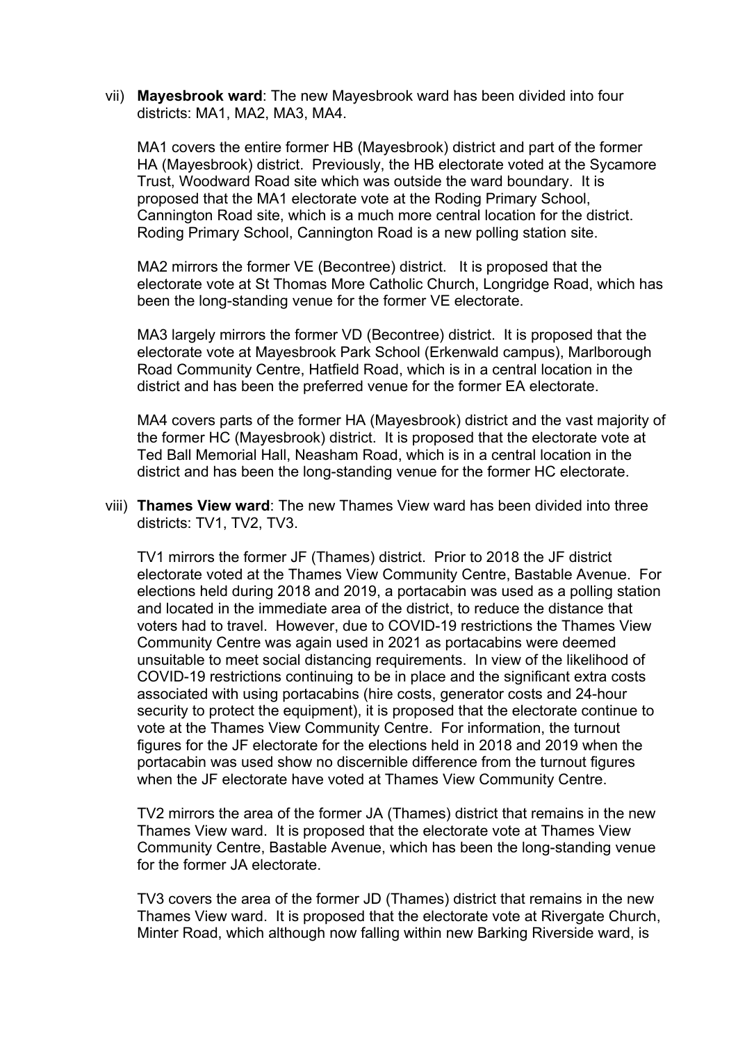vii) **Mayesbrook ward**: The new Mayesbrook ward has been divided into four districts: MA1, MA2, MA3, MA4.

MA1 covers the entire former HB (Mayesbrook) district and part of the former HA (Mayesbrook) district. Previously, the HB electorate voted at the Sycamore Trust, Woodward Road site which was outside the ward boundary. It is proposed that the MA1 electorate vote at the Roding Primary School, Cannington Road site, which is a much more central location for the district. Roding Primary School, Cannington Road is a new polling station site.

MA2 mirrors the former VE (Becontree) district. It is proposed that the electorate vote at St Thomas More Catholic Church, Longridge Road, which has been the long-standing venue for the former VE electorate.

MA3 largely mirrors the former VD (Becontree) district. It is proposed that the electorate vote at Mayesbrook Park School (Erkenwald campus), Marlborough Road Community Centre, Hatfield Road, which is in a central location in the district and has been the preferred venue for the former EA electorate.

MA4 covers parts of the former HA (Mayesbrook) district and the vast majority of the former HC (Mayesbrook) district. It is proposed that the electorate vote at Ted Ball Memorial Hall, Neasham Road, which is in a central location in the district and has been the long-standing venue for the former HC electorate.

viii) **Thames View ward**: The new Thames View ward has been divided into three districts: TV1, TV2, TV3.

TV1 mirrors the former JF (Thames) district. Prior to 2018 the JF district electorate voted at the Thames View Community Centre, Bastable Avenue. For elections held during 2018 and 2019, a portacabin was used as a polling station and located in the immediate area of the district, to reduce the distance that voters had to travel. However, due to COVID-19 restrictions the Thames View Community Centre was again used in 2021 as portacabins were deemed unsuitable to meet social distancing requirements. In view of the likelihood of COVID-19 restrictions continuing to be in place and the significant extra costs associated with using portacabins (hire costs, generator costs and 24-hour security to protect the equipment), it is proposed that the electorate continue to vote at the Thames View Community Centre. For information, the turnout figures for the JF electorate for the elections held in 2018 and 2019 when the portacabin was used show no discernible difference from the turnout figures when the JF electorate have voted at Thames View Community Centre.

TV2 mirrors the area of the former JA (Thames) district that remains in the new Thames View ward. It is proposed that the electorate vote at Thames View Community Centre, Bastable Avenue, which has been the long-standing venue for the former JA electorate.

TV3 covers the area of the former JD (Thames) district that remains in the new Thames View ward. It is proposed that the electorate vote at Rivergate Church, Minter Road, which although now falling within new Barking Riverside ward, is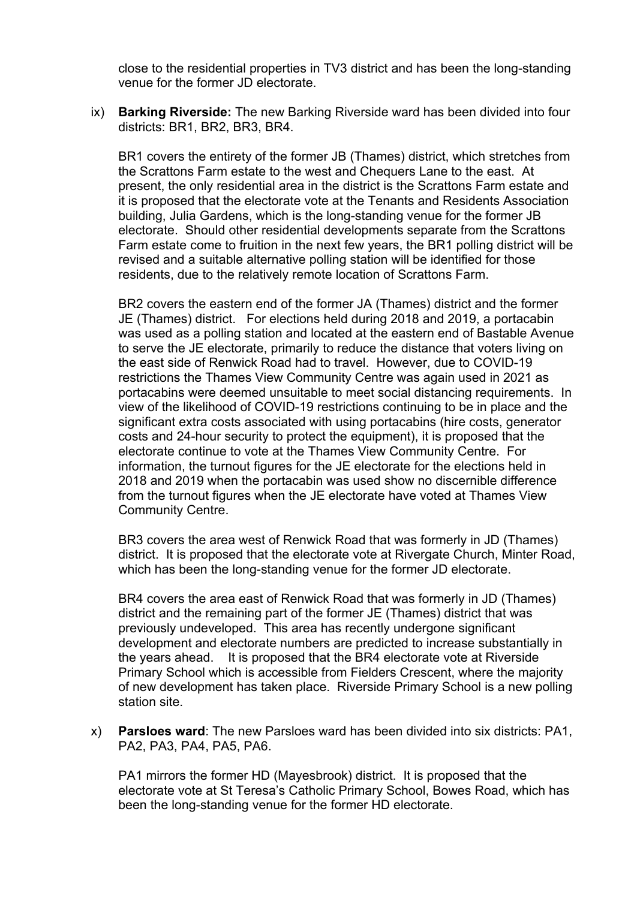close to the residential properties in TV3 district and has been the long-standing venue for the former JD electorate.

ix) **Barking Riverside:** The new Barking Riverside ward has been divided into four districts: BR1, BR2, BR3, BR4.

BR1 covers the entirety of the former JB (Thames) district, which stretches from the Scrattons Farm estate to the west and Chequers Lane to the east. At present, the only residential area in the district is the Scrattons Farm estate and it is proposed that the electorate vote at the Tenants and Residents Association building, Julia Gardens, which is the long-standing venue for the former JB electorate. Should other residential developments separate from the Scrattons Farm estate come to fruition in the next few years, the BR1 polling district will be revised and a suitable alternative polling station will be identified for those residents, due to the relatively remote location of Scrattons Farm.

BR2 covers the eastern end of the former JA (Thames) district and the former JE (Thames) district. For elections held during 2018 and 2019, a portacabin was used as a polling station and located at the eastern end of Bastable Avenue to serve the JE electorate, primarily to reduce the distance that voters living on the east side of Renwick Road had to travel. However, due to COVID-19 restrictions the Thames View Community Centre was again used in 2021 as portacabins were deemed unsuitable to meet social distancing requirements. In view of the likelihood of COVID-19 restrictions continuing to be in place and the significant extra costs associated with using portacabins (hire costs, generator costs and 24-hour security to protect the equipment), it is proposed that the electorate continue to vote at the Thames View Community Centre. For information, the turnout figures for the JE electorate for the elections held in 2018 and 2019 when the portacabin was used show no discernible difference from the turnout figures when the JE electorate have voted at Thames View Community Centre.

BR3 covers the area west of Renwick Road that was formerly in JD (Thames) district. It is proposed that the electorate vote at Rivergate Church, Minter Road, which has been the long-standing venue for the former JD electorate.

BR4 covers the area east of Renwick Road that was formerly in JD (Thames) district and the remaining part of the former JE (Thames) district that was previously undeveloped. This area has recently undergone significant development and electorate numbers are predicted to increase substantially in the years ahead. It is proposed that the BR4 electorate vote at Riverside Primary School which is accessible from Fielders Crescent, where the majority of new development has taken place. Riverside Primary School is a new polling station site.

x) **Parsloes ward**: The new Parsloes ward has been divided into six districts: PA1, PA2, PA3, PA4, PA5, PA6.

PA1 mirrors the former HD (Mayesbrook) district. It is proposed that the electorate vote at St Teresa's Catholic Primary School, Bowes Road, which has been the long-standing venue for the former HD electorate.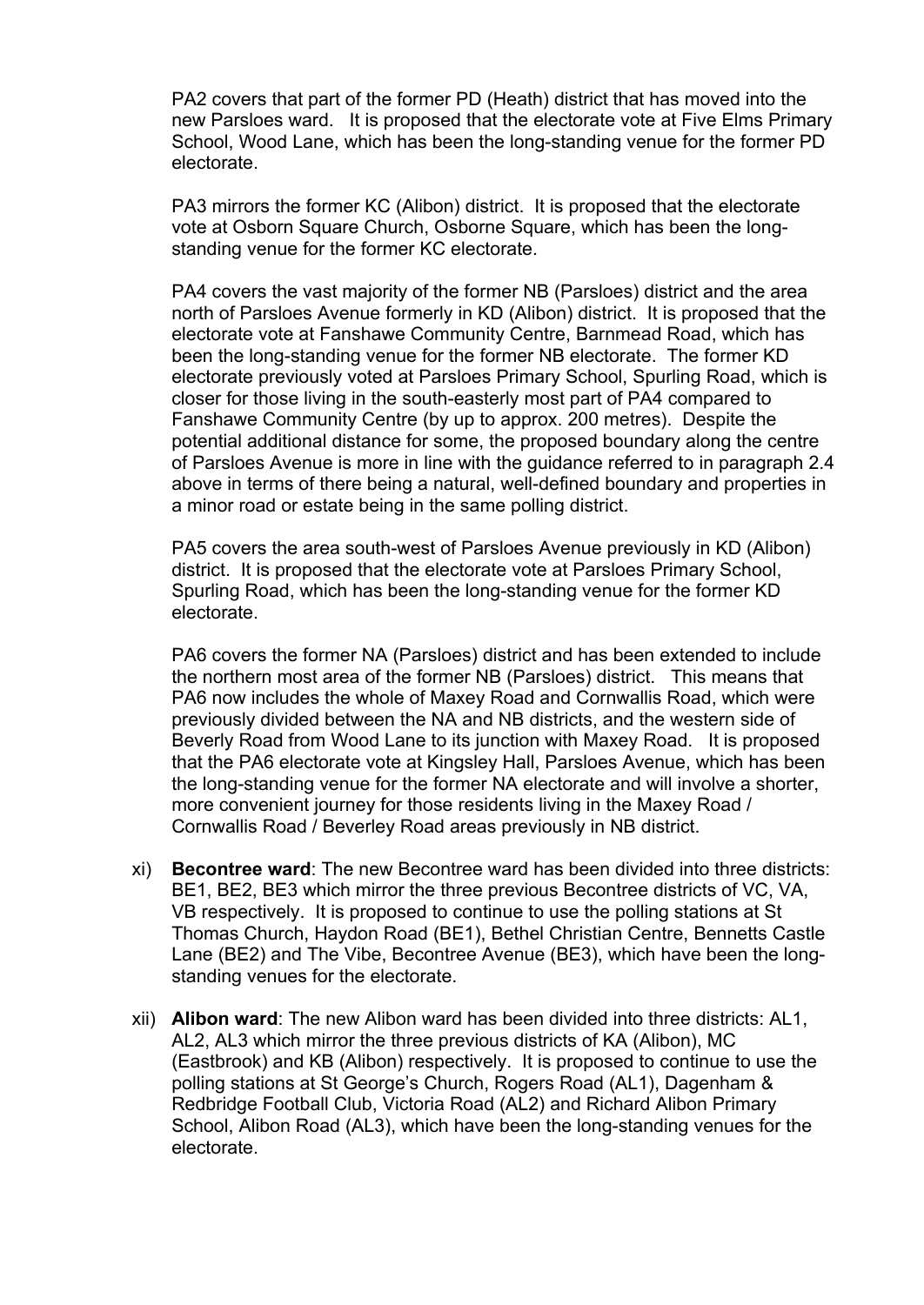PA2 covers that part of the former PD (Heath) district that has moved into the new Parsloes ward. It is proposed that the electorate vote at Five Elms Primary School, Wood Lane, which has been the long-standing venue for the former PD electorate.

PA3 mirrors the former KC (Alibon) district. It is proposed that the electorate vote at Osborn Square Church, Osborne Square, which has been the long-standing venue for the former KC electorate.

PA4 covers the vast majority of the former NB (Parsloes) district and the area north of Parsloes Avenue formerly in KD (Alibon) district. It is proposed that the electorate vote at Fanshawe Community Centre, Barnmead Road, which has been the long-standing venue for the former NB electorate. The former KD electorate previously voted at Parsloes Primary School, Spurling Road, which is closer for those living in the south-easterly most part of PA4 compared to Fanshawe Community Centre (by up to approx. 200 metres). Despite the potential additional distance for some, the proposed boundary along the centre of Parsloes Avenue is more in line with the guidance referred to in paragraph 2.4 above in terms of there being a natural, well-defined boundary and properties in a minor road or estate being in the same polling district.

PA5 covers the area south-west of Parsloes Avenue previously in KD (Alibon) district. It is proposed that the electorate vote at Parsloes Primary School, Spurling Road, which has been the long-standing venue for the former KD electorate.

PA6 covers the former NA (Parsloes) district and has been extended to include the northern most area of the former NB (Parsloes) district. This means that PA6 now includes the whole of Maxey Road and Cornwallis Road, which were previously divided between the NA and NB districts, and the western side of Beverly Road from Wood Lane to its junction with Maxey Road. It is proposed that the PA6 electorate vote at Kingsley Hall, Parsloes Avenue, which has been the long-standing venue for the former NA electorate and will involve a shorter, more convenient journey for those residents living in the Maxey Road / Cornwallis Road / Beverley Road areas previously in NB district.

xi) **Becontree ward**: The new Becontree ward has been divided into three districts: BE1, BE2, BE3 which mirror the three previous Becontree districts of VC, VA, VB respectively. It is proposed to continue to use the polling stations at St Thomas Church, Haydon Road (BE1), Bethel Christian Centre, Bennetts Castle Lane (BE2) and The Vibe, Becontree Avenue (BE3), which have been the long-standing venues for the electorate.

xii) **Alibon ward**: The new Alibon ward has been divided into three districts: AL1, AL2, AL3 which mirror the three previous districts of KA (Alibon), MC (Eastbrook) and KB (Alibon) respectively. It is proposed to continue to use the polling stations at St George's Church, Rogers Road (AL1), Dagenham & Redbridge Football Club, Victoria Road (AL2) and Richard Alibon Primary School, Alibon Road (AL3), which have been the long-standing venues for the electorate.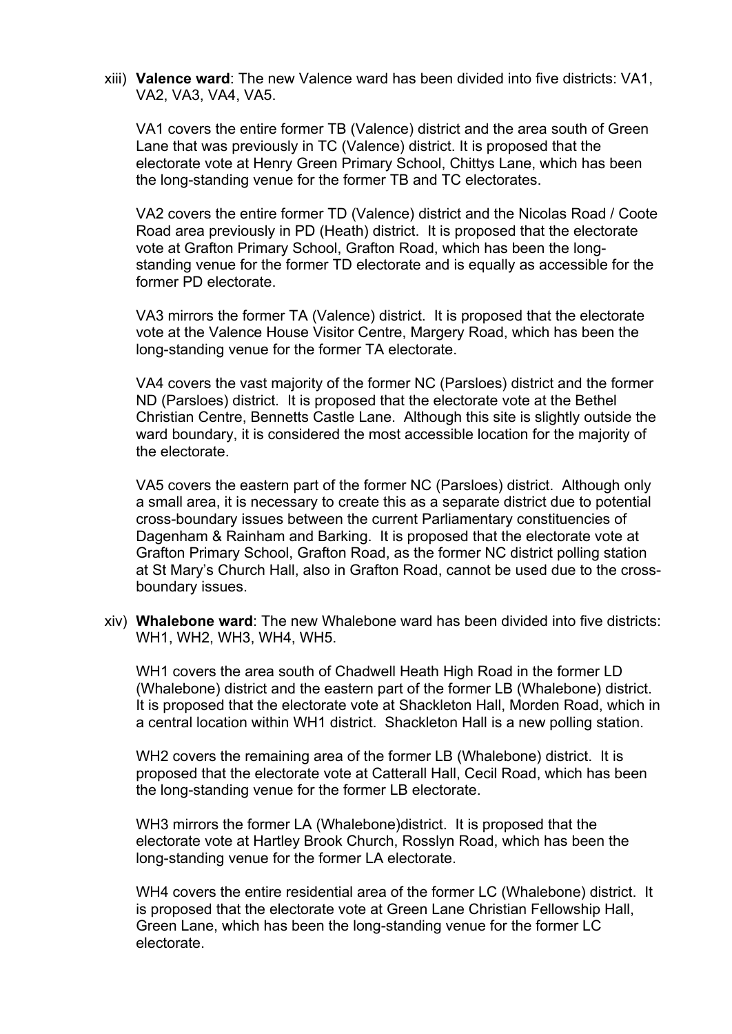xiii) **Valence ward**: The new Valence ward has been divided into five districts: VA1, VA2, VA3, VA4, VA5.

VA1 covers the entire former TB (Valence) district and the area south of Green Lane that was previously in TC (Valence) district. It is proposed that the electorate vote at Henry Green Primary School, Chittys Lane, which has been the long-standing venue for the former TB and TC electorates.

VA2 covers the entire former TD (Valence) district and the Nicolas Road / Coote Road area previously in PD (Heath) district. It is proposed that the electorate vote at Grafton Primary School, Grafton Road, which has been the long-standing venue for the former TD electorate and is equally as accessible for the former PD electorate.

VA3 mirrors the former TA (Valence) district. It is proposed that the electorate vote at the Valence House Visitor Centre, Margery Road, which has been the long-standing venue for the former TA electorate.

VA4 covers the vast majority of the former NC (Parsloes) district and the former ND (Parsloes) district. It is proposed that the electorate vote at the Bethel Christian Centre, Bennetts Castle Lane. Although this site is slightly outside the ward boundary, it is considered the most accessible location for the majority of the electorate.

VA5 covers the eastern part of the former NC (Parsloes) district. Although only a small area, it is necessary to create this as a separate district due to potential cross-boundary issues between the current Parliamentary constituencies of Dagenham & Rainham and Barking. It is proposed that the electorate vote at Grafton Primary School, Grafton Road, as the former NC district polling station at St Mary's Church Hall, also in Grafton Road, cannot be used due to the cross-boundary issues.

xiv) **Whalebone ward**: The new Whalebone ward has been divided into five districts: WH1, WH2, WH3, WH4, WH5.

WH1 covers the area south of Chadwell Heath High Road in the former LD (Whalebone) district and the eastern part of the former LB (Whalebone) district. It is proposed that the electorate vote at Shackleton Hall, Morden Road, which in a central location within WH1 district. Shackleton Hall is a new polling station.

WH2 covers the remaining area of the former LB (Whalebone) district. It is proposed that the electorate vote at Catterall Hall, Cecil Road, which has been the long-standing venue for the former LB electorate.

WH3 mirrors the former LA (Whalebone)district. It is proposed that the electorate vote at Hartley Brook Church, Rosslyn Road, which has been the long-standing venue for the former LA electorate.

WH4 covers the entire residential area of the former LC (Whalebone) district. It is proposed that the electorate vote at Green Lane Christian Fellowship Hall, Green Lane, which has been the long-standing venue for the former LC electorate.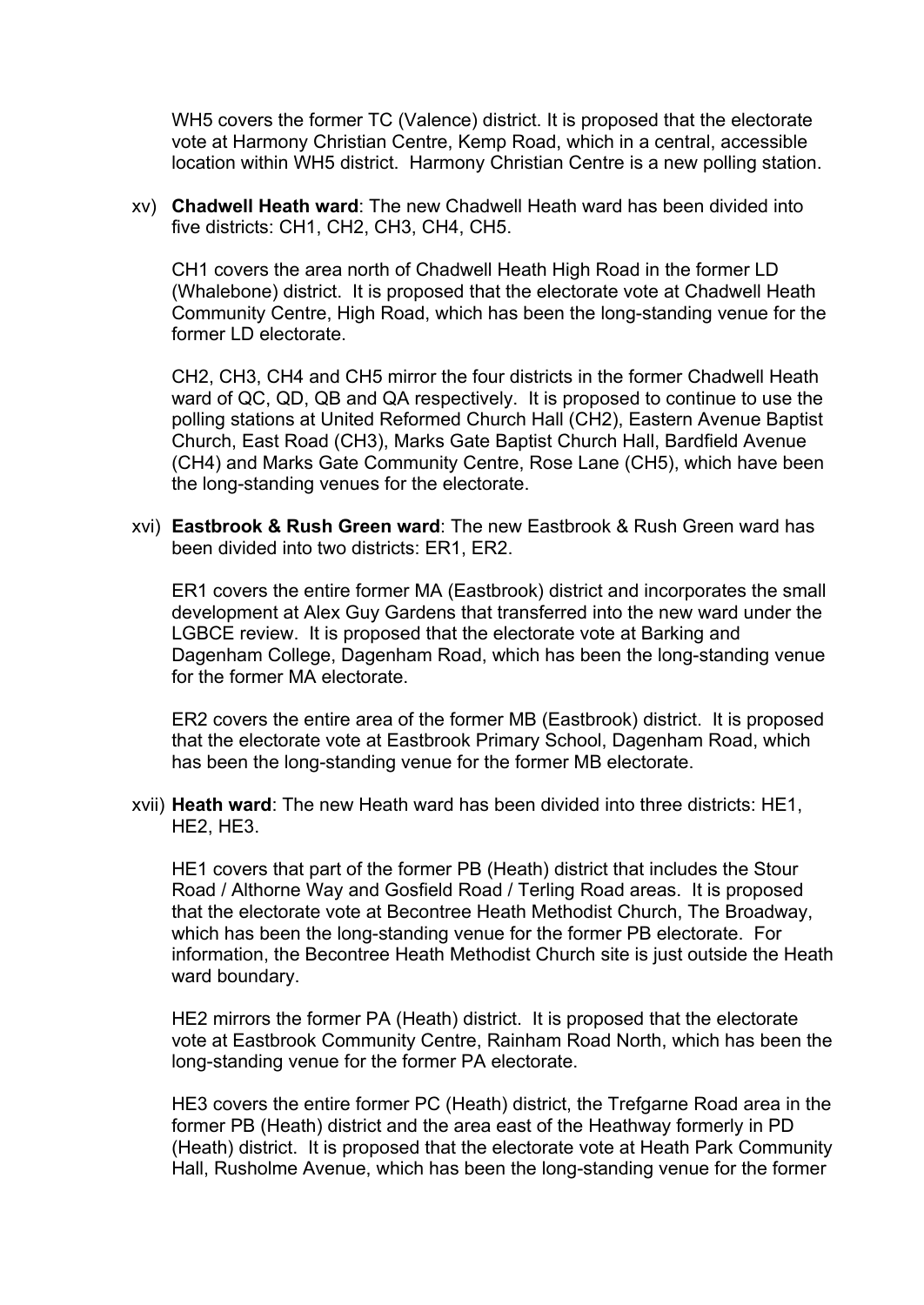WH5 covers the former TC (Valence) district. It is proposed that the electorate vote at Harmony Christian Centre, Kemp Road, which in a central, accessible location within WH5 district. Harmony Christian Centre is a new polling station.

xv) **Chadwell Heath ward**: The new Chadwell Heath ward has been divided into five districts: CH1, CH2, CH3, CH4, CH5.

CH1 covers the area north of Chadwell Heath High Road in the former LD (Whalebone) district. It is proposed that the electorate vote at Chadwell Heath Community Centre, High Road, which has been the long-standing venue for the former LD electorate.

CH2, CH3, CH4 and CH5 mirror the four districts in the former Chadwell Heath ward of QC, QD, QB and QA respectively. It is proposed to continue to use the polling stations at United Reformed Church Hall (CH2), Eastern Avenue Baptist Church, East Road (CH3), Marks Gate Baptist Church Hall, Bardfield Avenue (CH4) and Marks Gate Community Centre, Rose Lane (CH5), which have been the long-standing venues for the electorate.

xvi) **Eastbrook & Rush Green ward**: The new Eastbrook & Rush Green ward has been divided into two districts: ER1, ER2.

ER1 covers the entire former MA (Eastbrook) district and incorporates the small development at Alex Guy Gardens that transferred into the new ward under the LGBCE review. It is proposed that the electorate vote at Barking and Dagenham College, Dagenham Road, which has been the long-standing venue for the former MA electorate.

ER2 covers the entire area of the former MB (Eastbrook) district. It is proposed that the electorate vote at Eastbrook Primary School, Dagenham Road, which has been the long-standing venue for the former MB electorate.

xvii) **Heath ward**: The new Heath ward has been divided into three districts: HE1, HE2, HE3.

HE1 covers that part of the former PB (Heath) district that includes the Stour Road / Althorne Way and Gosfield Road / Terling Road areas. It is proposed that the electorate vote at Becontree Heath Methodist Church, The Broadway, which has been the long-standing venue for the former PB electorate. For information, the Becontree Heath Methodist Church site is just outside the Heath ward boundary.

HE2 mirrors the former PA (Heath) district. It is proposed that the electorate vote at Eastbrook Community Centre, Rainham Road North, which has been the long-standing venue for the former PA electorate.

HE3 covers the entire former PC (Heath) district, the Trefgarne Road area in the former PB (Heath) district and the area east of the Heathway formerly in PD (Heath) district. It is proposed that the electorate vote at Heath Park Community Hall, Rusholme Avenue, which has been the long-standing venue for the former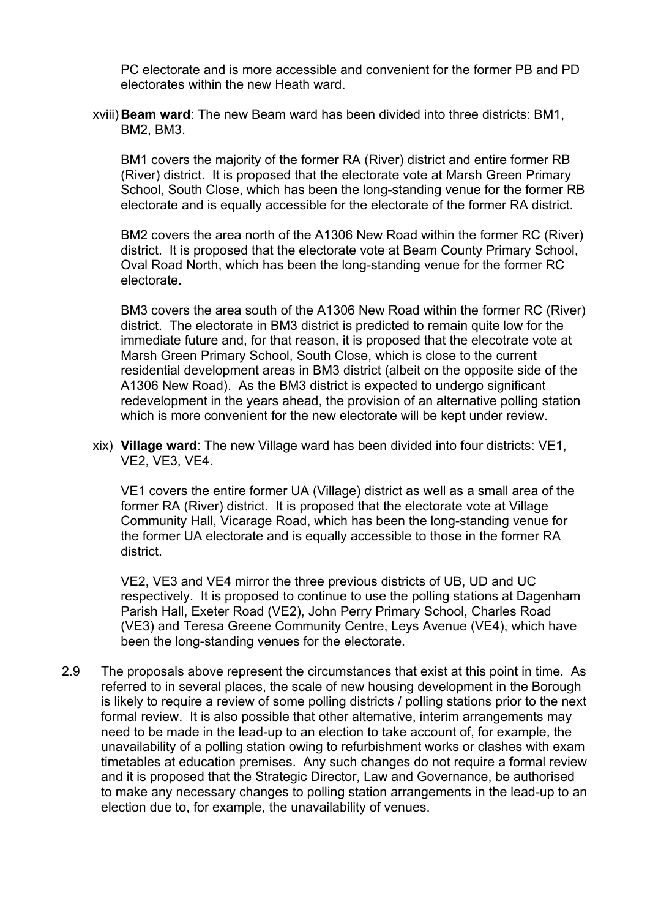PC electorate and is more accessible and convenient for the former PB and PD electorates within the new Heath ward.

xviii) **Beam ward**: The new Beam ward has been divided into three districts: BM1, BM2, BM3.

BM1 covers the majority of the former RA (River) district and entire former RB (River) district. It is proposed that the electorate vote at Marsh Green Primary School, South Close, which has been the long-standing venue for the former RB electorate and is equally accessible for the electorate of the former RA district.

BM2 covers the area north of the A1306 New Road within the former RC (River) district. It is proposed that the electorate vote at Beam County Primary School, Oval Road North, which has been the long-standing venue for the former RC electorate.

BM3 covers the area south of the A1306 New Road within the former RC (River) district. The electorate in BM3 district is predicted to remain quite low for the immediate future and, for that reason, it is proposed that the elecotrate vote at Marsh Green Primary School, South Close, which is close to the current residential development areas in BM3 district (albeit on the opposite side of the A1306 New Road). As the BM3 district is expected to undergo significant redevelopment in the years ahead, the provision of an alternative polling station which is more convenient for the new electorate will be kept under review.

xix) **Village ward**: The new Village ward has been divided into four districts: VE1, VE2, VE3, VE4.

VE1 covers the entire former UA (Village) district as well as a small area of the former RA (River) district. It is proposed that the electorate vote at Village Community Hall, Vicarage Road, which has been the long-standing venue for the former UA electorate and is equally accessible to those in the former RA district.

VE2, VE3 and VE4 mirror the three previous districts of UB, UD and UC respectively. It is proposed to continue to use the polling stations at Dagenham Parish Hall, Exeter Road (VE2), John Perry Primary School, Charles Road (VE3) and Teresa Greene Community Centre, Leys Avenue (VE4), which have been the long-standing venues for the electorate.

2.9 The proposals above represent the circumstances that exist at this point in time. As referred to in several places, the scale of new housing development in the Borough is likely to require a review of some polling districts / polling stations prior to the next formal review. It is also possible that other alternative, interim arrangements may need to be made in the lead-up to an election to take account of, for example, the unavailability of a polling station owing to refurbishment works or clashes with exam timetables at education premises. Any such changes do not require a formal review and it is proposed that the Strategic Director, Law and Governance, be authorised to make any necessary changes to polling station arrangements in the lead-up to an election due to, for example, the unavailability of venues.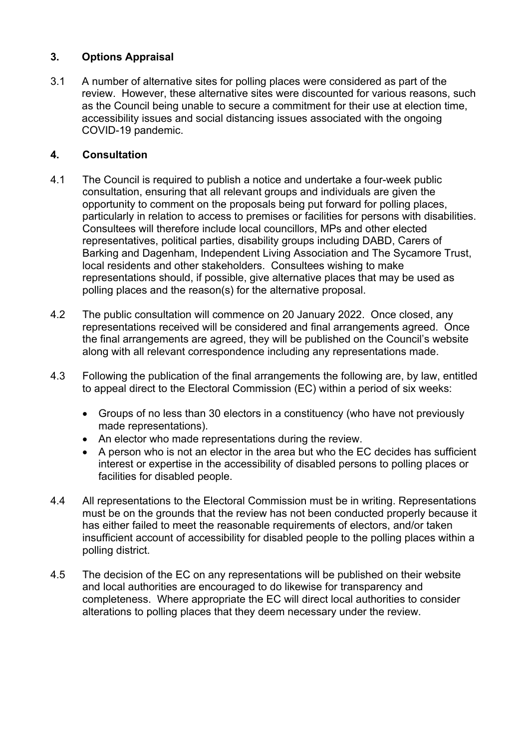## 3. Options Appraisal

3.1 A number of alternative sites for polling places were considered as part of the review. However, these alternative sites were discounted for various reasons, such as the Council being unable to secure a commitment for their use at election time, accessibility issues and social distancing issues associated with the ongoing COVID-19 pandemic.

## 4. Consultation

4.1 The Council is required to publish a notice and undertake a four-week public consultation, ensuring that all relevant groups and individuals are given the opportunity to comment on the proposals being put forward for polling places, particularly in relation to access to premises or facilities for persons with disabilities. Consultees will therefore include local councillors, MPs and other elected representatives, political parties, disability groups including DABD, Carers of Barking and Dagenham, Independent Living Association and The Sycamore Trust, local residents and other stakeholders. Consultees wishing to make representations should, if possible, give alternative places that may be used as polling places and the reason(s) for the alternative proposal.

4.2 The public consultation will commence on 20 January 2022. Once closed, any representations received will be considered and final arrangements agreed. Once the final arrangements are agreed, they will be published on the Council's website along with all relevant correspondence including any representations made.

4.3 Following the publication of the final arrangements the following are, by law, entitled to appeal direct to the Electoral Commission (EC) within a period of six weeks:

- Groups of no less than 30 electors in a constituency (who have not previously made representations).
- An elector who made representations during the review.
- A person who is not an elector in the area but who the EC decides has sufficient interest or expertise in the accessibility of disabled persons to polling places or facilities for disabled people.

4.4 All representations to the Electoral Commission must be in writing. Representations must be on the grounds that the review has not been conducted properly because it has either failed to meet the reasonable requirements of electors, and/or taken insufficient account of accessibility for disabled people to the polling places within a polling district.

4.5 The decision of the EC on any representations will be published on their website and local authorities are encouraged to do likewise for transparency and completeness. Where appropriate the EC will direct local authorities to consider alterations to polling places that they deem necessary under the review.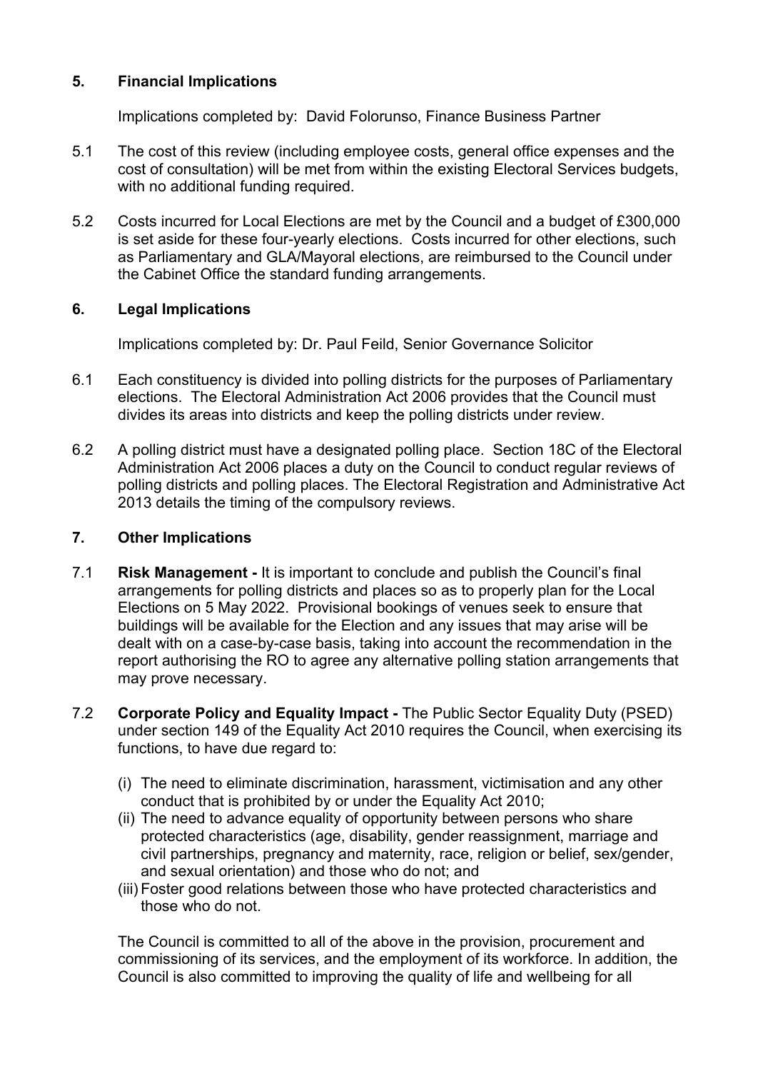## 5. Financial Implications

Implications completed by: David Folorunso, Finance Business Partner

5.1 The cost of this review (including employee costs, general office expenses and the cost of consultation) will be met from within the existing Electoral Services budgets, with no additional funding required.

5.2 Costs incurred for Local Elections are met by the Council and a budget of £300,000 is set aside for these four-yearly elections. Costs incurred for other elections, such as Parliamentary and GLA/Mayoral elections, are reimbursed to the Council under the Cabinet Office the standard funding arrangements.

## 6. Legal Implications

Implications completed by: Dr. Paul Feild, Senior Governance Solicitor

6.1 Each constituency is divided into polling districts for the purposes of Parliamentary elections. The Electoral Administration Act 2006 provides that the Council must divides its areas into districts and keep the polling districts under review.

6.2 A polling district must have a designated polling place. Section 18C of the Electoral Administration Act 2006 places a duty on the Council to conduct regular reviews of polling districts and polling places. The Electoral Registration and Administrative Act 2013 details the timing of the compulsory reviews.

## 7. Other Implications

7.1 **Risk Management -** It is important to conclude and publish the Council's final arrangements for polling districts and places so as to properly plan for the Local Elections on 5 May 2022. Provisional bookings of venues seek to ensure that buildings will be available for the Election and any issues that may arise will be dealt with on a case-by-case basis, taking into account the recommendation in the report authorising the RO to agree any alternative polling station arrangements that may prove necessary.

7.2 **Corporate Policy and Equality Impact -** The Public Sector Equality Duty (PSED) under section 149 of the Equality Act 2010 requires the Council, when exercising its functions, to have due regard to:

(i) The need to eliminate discrimination, harassment, victimisation and any other conduct that is prohibited by or under the Equality Act 2010;
(ii) The need to advance equality of opportunity between persons who share protected characteristics (age, disability, gender reassignment, marriage and civil partnerships, pregnancy and maternity, race, religion or belief, sex/gender, and sexual orientation) and those who do not; and
(iii) Foster good relations between those who have protected characteristics and those who do not.

The Council is committed to all of the above in the provision, procurement and commissioning of its services, and the employment of its workforce. In addition, the Council is also committed to improving the quality of life and wellbeing for all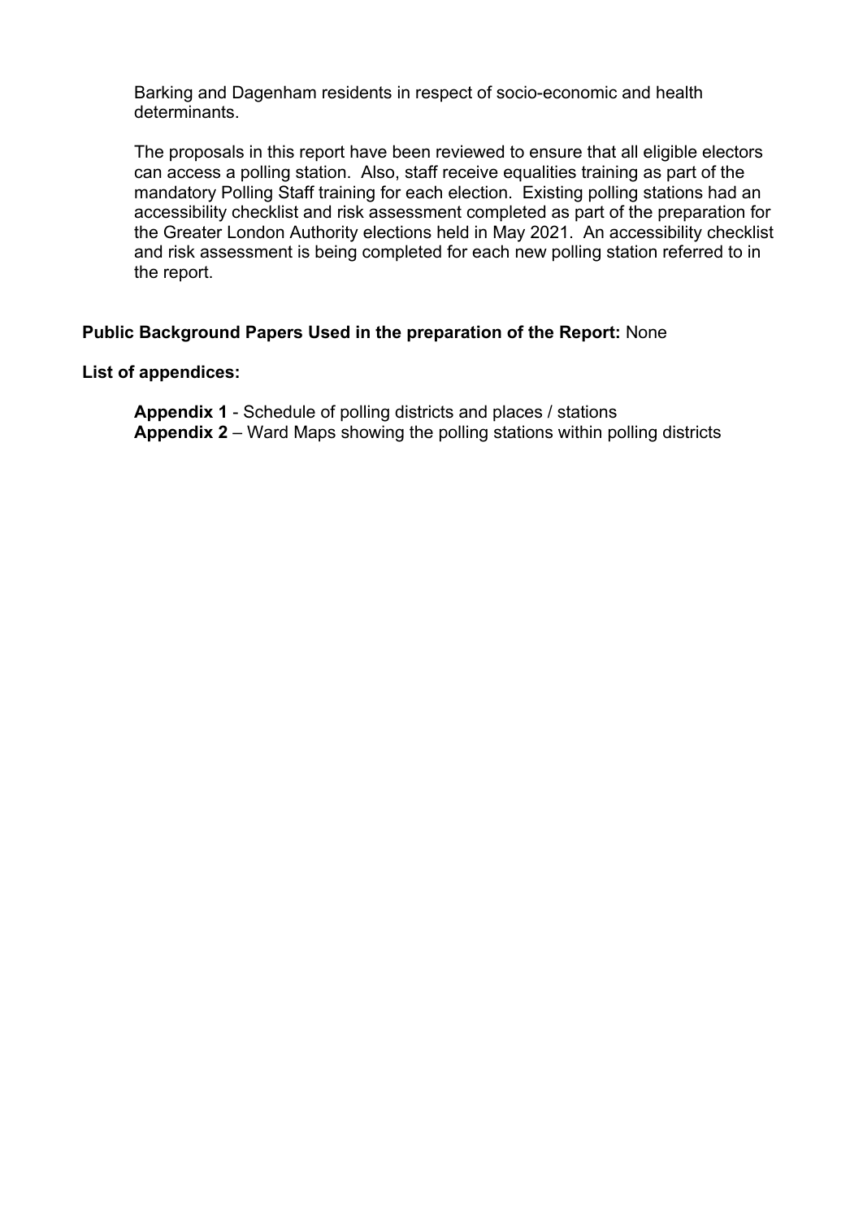Barking and Dagenham residents in respect of socio-economic and health determinants.

The proposals in this report have been reviewed to ensure that all eligible electors can access a polling station. Also, staff receive equalities training as part of the mandatory Polling Staff training for each election. Existing polling stations had an accessibility checklist and risk assessment completed as part of the preparation for the Greater London Authority elections held in May 2021. An accessibility checklist and risk assessment is being completed for each new polling station referred to in the report.

**Public Background Papers Used in the preparation of the Report:** None

**List of appendices:**

**Appendix 1** - Schedule of polling districts and places / stations
**Appendix 2** – Ward Maps showing the polling stations within polling districts